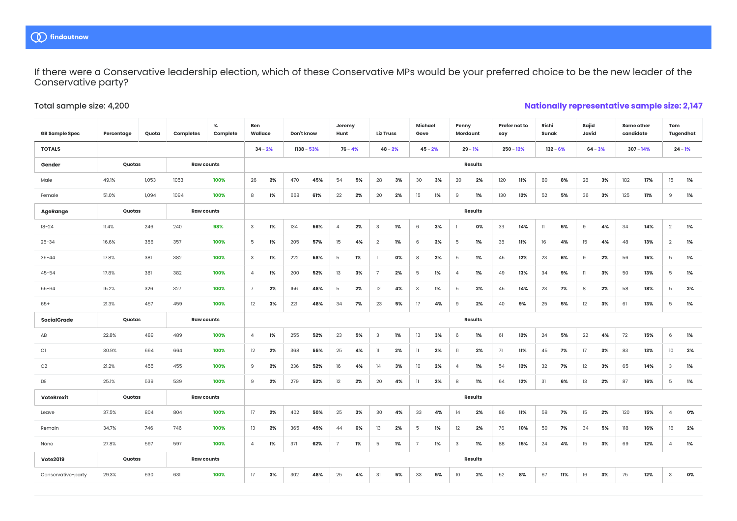findoutnow

# If there were a Conservative leadership election, which of these Conservative MPs would be your preferred choice to be the new leader of the Conservative party?

Total sample size: 4,200

**Nationally representative sample size: 2,147**

| GB Sample Spec | Percentage | Quota | Completes | % Complete | Ben Wallace | | Don't know | | Jeremy Hunt | | Liz Truss | | Michael Gove | | Penny Mordaunt | | Prefer not to say | | Rishi Sunak | | Sajid Javid | | Some other candidate | | Tom Tugendhat | |
|---|---|---|---|---|---|---|---|---|---|---|---|---|---|---|---|---|---|---|---|---|---|---|---|---|---|---|
| **TOTALS** | | | | | 34 - 2% | | 1138 - 53% | | 76 - 4% | | 48 - 2% | | 45 - 2% | | 29 - 1% | | 250 - 12% | | 132 - 6% | | 64 - 3% | | 307 - 14% | | 24 - 1% | |
| **Gender** | Quotas | | Raw counts | | Results | | | | | | | | | | | | | | | | | | | | | |
| Male | 49.1% | 1,053 | 1053 | 100% | 26 | 2% | 470 | 45% | 54 | 5% | 28 | 3% | 30 | 3% | 20 | 2% | 120 | 11% | 80 | 8% | 28 | 3% | 182 | 17% | 15 | 1% |
| Female | 51.0% | 1,094 | 1094 | 100% | 8 | 1% | 668 | 61% | 22 | 2% | 20 | 2% | 15 | 1% | 9 | 1% | 130 | 12% | 52 | 5% | 36 | 3% | 125 | 11% | 9 | 1% |
| **AgeRange** | Quotas | | Raw counts | | Results | | | | | | | | | | | | | | | | | | | | | |
| 18-24 | 11.4% | 246 | 240 | 98% | 3 | 1% | 134 | 56% | 4 | 2% | 3 | 1% | 6 | 3% | 1 | 0% | 33 | 14% | 11 | 5% | 9 | 4% | 34 | 14% | 2 | 1% |
| 25-34 | 16.6% | 356 | 357 | 100% | 5 | 1% | 205 | 57% | 15 | 4% | 2 | 1% | 6 | 2% | 5 | 1% | 38 | 11% | 16 | 4% | 15 | 4% | 48 | 13% | 2 | 1% |
| 35-44 | 17.8% | 381 | 382 | 100% | 3 | 1% | 222 | 58% | 5 | 1% | 1 | 0% | 8 | 2% | 5 | 1% | 45 | 12% | 23 | 6% | 9 | 2% | 56 | 15% | 5 | 1% |
| 45-54 | 17.8% | 381 | 382 | 100% | 4 | 1% | 200 | 52% | 13 | 3% | 7 | 2% | 5 | 1% | 4 | 1% | 49 | 13% | 34 | 9% | 11 | 3% | 50 | 13% | 5 | 1% |
| 55-64 | 15.2% | 326 | 327 | 100% | 7 | 2% | 156 | 48% | 5 | 2% | 12 | 4% | 3 | 1% | 5 | 2% | 45 | 14% | 23 | 7% | 8 | 2% | 58 | 18% | 5 | 2% |
| 65+ | 21.3% | 457 | 459 | 100% | 12 | 3% | 221 | 48% | 34 | 7% | 23 | 5% | 17 | 4% | 9 | 2% | 40 | 9% | 25 | 5% | 12 | 3% | 61 | 13% | 5 | 1% |
| **SocialGrade** | Quotas | | Raw counts | | Results | | | | | | | | | | | | | | | | | | | | | |
| AB | 22.8% | 489 | 489 | 100% | 4 | 1% | 255 | 52% | 23 | 5% | 3 | 1% | 13 | 3% | 6 | 1% | 61 | 12% | 24 | 5% | 22 | 4% | 72 | 15% | 6 | 1% |
| C1 | 30.9% | 664 | 664 | 100% | 12 | 2% | 368 | 55% | 25 | 4% | 11 | 2% | 11 | 2% | 11 | 2% | 71 | 11% | 45 | 7% | 17 | 3% | 83 | 13% | 10 | 2% |
| C2 | 21.2% | 455 | 455 | 100% | 9 | 2% | 236 | 52% | 16 | 4% | 14 | 3% | 10 | 2% | 4 | 1% | 54 | 12% | 32 | 7% | 12 | 3% | 65 | 14% | 3 | 1% |
| DE | 25.1% | 539 | 539 | 100% | 9 | 2% | 279 | 52% | 12 | 2% | 20 | 4% | 11 | 2% | 8 | 1% | 64 | 12% | 31 | 6% | 13 | 2% | 87 | 16% | 5 | 1% |
| **VoteBrexit** | Quotas | | Raw counts | | Results | | | | | | | | | | | | | | | | | | | | | |
| Leave | 37.5% | 804 | 804 | 100% | 17 | 2% | 402 | 50% | 25 | 3% | 30 | 4% | 33 | 4% | 14 | 2% | 86 | 11% | 58 | 7% | 15 | 2% | 120 | 15% | 4 | 0% |
| Remain | 34.7% | 746 | 746 | 100% | 13 | 2% | 365 | 49% | 44 | 6% | 13 | 2% | 5 | 1% | 12 | 2% | 76 | 10% | 50 | 7% | 34 | 5% | 118 | 16% | 16 | 2% |
| None | 27.8% | 597 | 597 | 100% | 4 | 1% | 371 | 62% | 7 | 1% | 5 | 1% | 7 | 1% | 3 | 1% | 88 | 15% | 24 | 4% | 15 | 3% | 69 | 12% | 4 | 1% |
| **Vote2019** | Quotas | | Raw counts | | Results | | | | | | | | | | | | | | | | | | | | | |
| Conservative-party | 29.3% | 630 | 631 | 100% | 17 | 3% | 302 | 48% | 25 | 4% | 31 | 5% | 33 | 5% | 10 | 2% | 52 | 8% | 67 | 11% | 16 | 3% | 75 | 12% | 3 | 0% |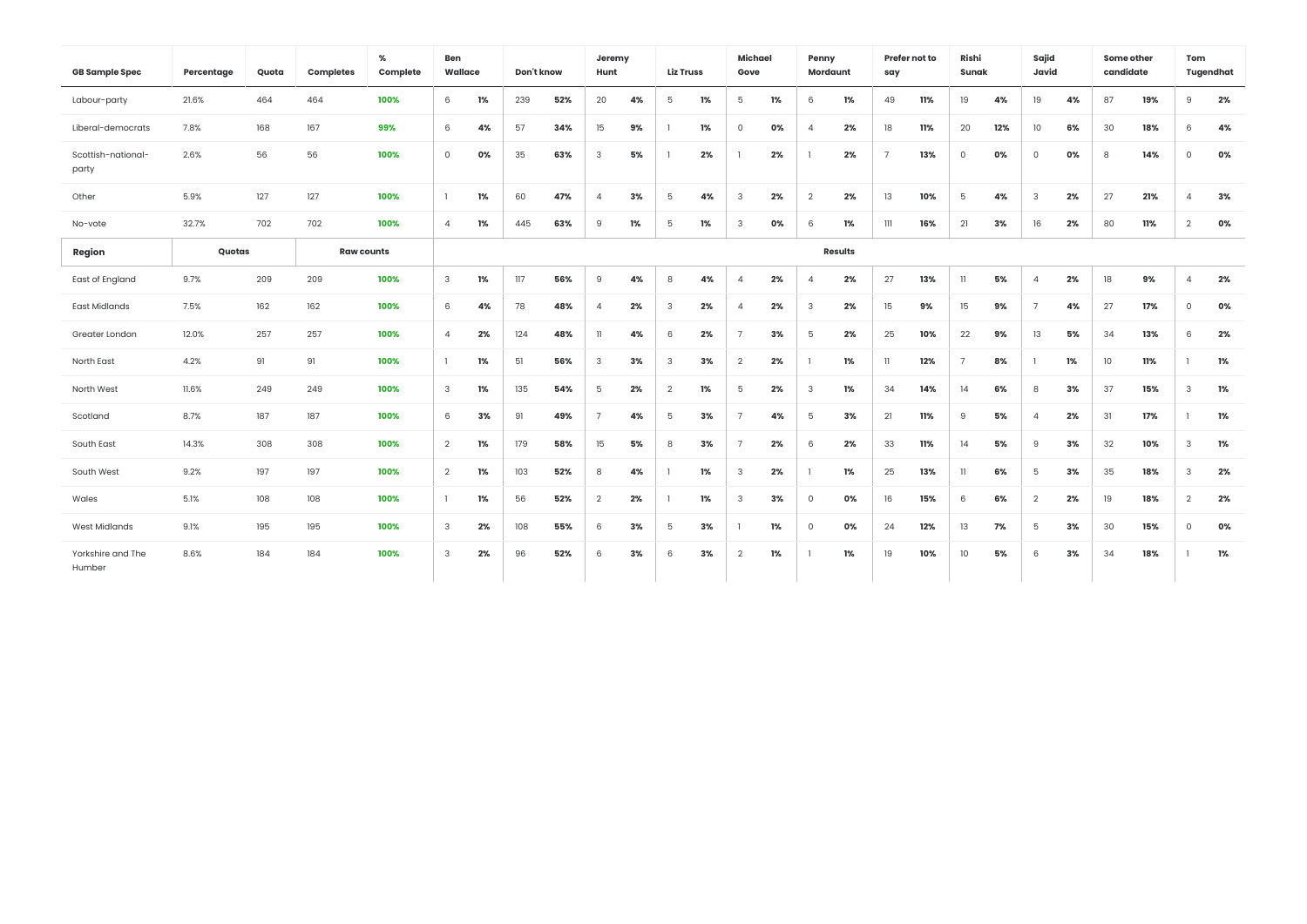| GB Sample Spec | Percentage | Quota | Completes | % Complete | Ben Wallace | | Don't know | | Jeremy Hunt | | Liz Truss | | Michael Gove | | Penny Mordaunt | | Prefer not to say | | Rishi Sunak | | Sajid Javid | | Some other candidate | | Tom Tugendhat | |
|---|---|---|---|---|---|---|---|---|---|---|---|---|---|---|---|---|---|---|---|---|---|---|---|---|---|---|
| Labour-party | 21.6% | 464 | 464 | **100%** | 6 | **1%** | 239 | **52%** | 20 | **4%** | 5 | **1%** | 5 | **1%** | 6 | **1%** | 49 | **11%** | 19 | **4%** | 19 | **4%** | 87 | **19%** | 9 | **2%** |
| Liberal-democrats | 7.8% | 168 | 167 | **99%** | 6 | **4%** | 57 | **34%** | 15 | **9%** | 1 | **1%** | 0 | **0%** | 4 | **2%** | 18 | **11%** | 20 | **12%** | 10 | **6%** | 30 | **18%** | 6 | **4%** |
| Scottish-national-party | 2.6% | 56 | 56 | **100%** | 0 | **0%** | 35 | **63%** | 3 | **5%** | 1 | **2%** | 1 | **2%** | 1 | **2%** | 7 | **13%** | 0 | **0%** | 0 | **0%** | 8 | **14%** | 0 | **0%** |
| Other | 5.9% | 127 | 127 | **100%** | 1 | **1%** | 60 | **47%** | 4 | **3%** | 5 | **4%** | 3 | **2%** | 2 | **2%** | 13 | **10%** | 5 | **4%** | 3 | **2%** | 27 | **21%** | 4 | **3%** |
| No-vote | 32.7% | 702 | 702 | **100%** | 4 | **1%** | 445 | **63%** | 9 | **1%** | 5 | **1%** | 3 | **0%** | 6 | **1%** | 111 | **16%** | 21 | **3%** | 16 | **2%** | 80 | **11%** | 2 | **0%** |
| **Region** | **Quotas** | | **Raw counts** | | **Results** | | | | | | | | | | | | | | | | | | | | | |
| East of England | 9.7% | 209 | 209 | **100%** | 3 | **1%** | 117 | **56%** | 9 | **4%** | 8 | **4%** | 4 | **2%** | 4 | **2%** | 27 | **13%** | 11 | **5%** | 4 | **2%** | 18 | **9%** | 4 | **2%** |
| East Midlands | 7.5% | 162 | 162 | **100%** | 6 | **4%** | 78 | **48%** | 4 | **2%** | 3 | **2%** | 4 | **2%** | 3 | **2%** | 15 | **9%** | 15 | **9%** | 7 | **4%** | 27 | **17%** | 0 | **0%** |
| Greater London | 12.0% | 257 | 257 | **100%** | 4 | **2%** | 124 | **48%** | 11 | **4%** | 6 | **2%** | 7 | **3%** | 5 | **2%** | 25 | **10%** | 22 | **9%** | 13 | **5%** | 34 | **13%** | 6 | **2%** |
| North East | 4.2% | 91 | 91 | **100%** | 1 | **1%** | 51 | **56%** | 3 | **3%** | 3 | **3%** | 2 | **2%** | 1 | **1%** | 11 | **12%** | 7 | **8%** | 1 | **1%** | 10 | **11%** | 1 | **1%** |
| North West | 11.6% | 249 | 249 | **100%** | 3 | **1%** | 135 | **54%** | 5 | **2%** | 2 | **1%** | 5 | **2%** | 3 | **1%** | 34 | **14%** | 14 | **6%** | 8 | **3%** | 37 | **15%** | 3 | **1%** |
| Scotland | 8.7% | 187 | 187 | **100%** | 6 | **3%** | 91 | **49%** | 7 | **4%** | 5 | **3%** | 7 | **4%** | 5 | **3%** | 21 | **11%** | 9 | **5%** | 4 | **2%** | 31 | **17%** | 1 | **1%** |
| South East | 14.3% | 308 | 308 | **100%** | 2 | **1%** | 179 | **58%** | 15 | **5%** | 8 | **3%** | 7 | **2%** | 6 | **2%** | 33 | **11%** | 14 | **5%** | 9 | **3%** | 32 | **10%** | 3 | **1%** |
| South West | 9.2% | 197 | 197 | **100%** | 2 | **1%** | 103 | **52%** | 8 | **4%** | 1 | **1%** | 3 | **2%** | 1 | **1%** | 25 | **13%** | 11 | **6%** | 5 | **3%** | 35 | **18%** | 3 | **2%** |
| Wales | 5.1% | 108 | 108 | **100%** | 1 | **1%** | 56 | **52%** | 2 | **2%** | 1 | **1%** | 3 | **3%** | 0 | **0%** | 16 | **15%** | 6 | **6%** | 2 | **2%** | 19 | **18%** | 2 | **2%** |
| West Midlands | 9.1% | 195 | 195 | **100%** | 3 | **2%** | 108 | **55%** | 6 | **3%** | 5 | **3%** | 1 | **1%** | 0 | **0%** | 24 | **12%** | 13 | **7%** | 5 | **3%** | 30 | **15%** | 0 | **0%** |
| Yorkshire and The Humber | 8.6% | 184 | 184 | **100%** | 3 | **2%** | 96 | **52%** | 6 | **3%** | 6 | **3%** | 2 | **1%** | 1 | **1%** | 19 | **10%** | 10 | **5%** | 6 | **3%** | 34 | **18%** | 1 | **1%** |